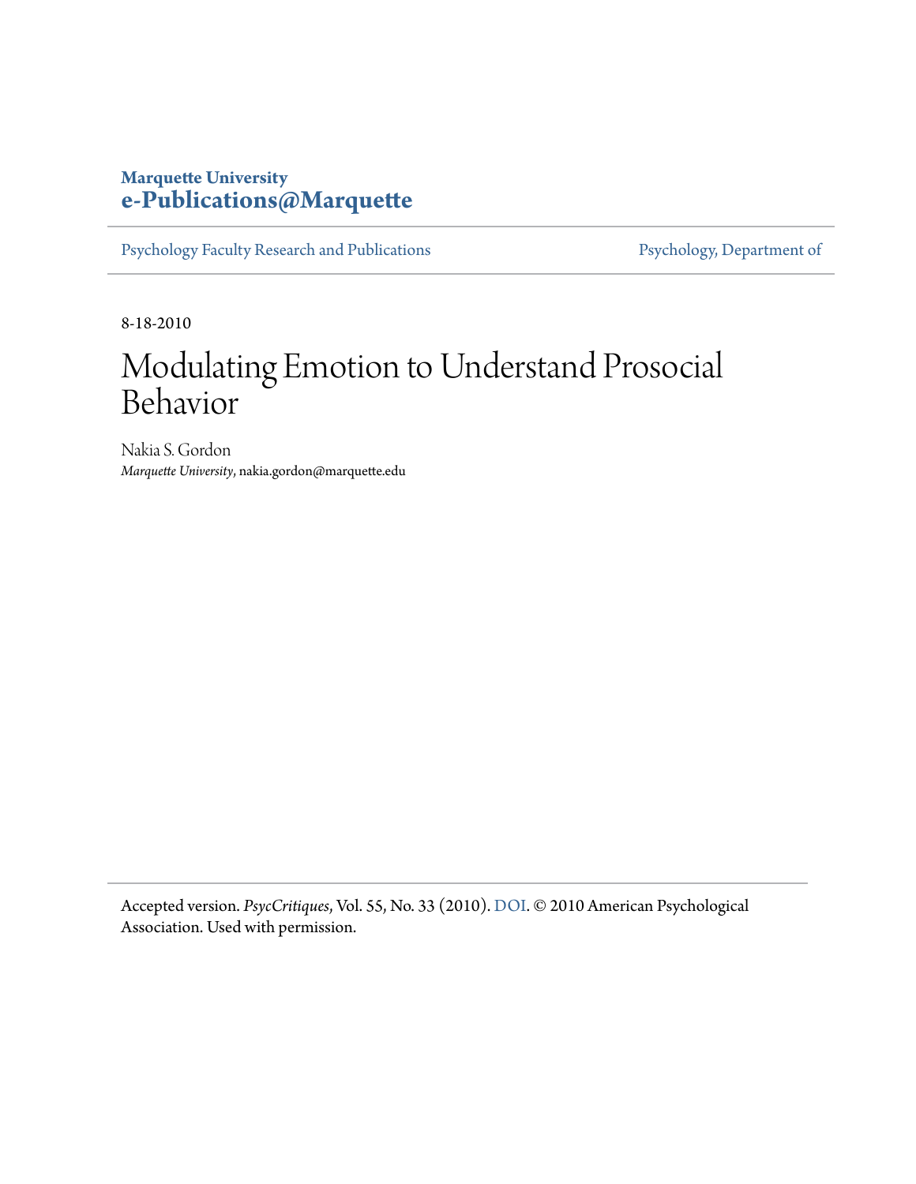**Marquette University**
**e-Publications@Marquette**

Psychology Faculty Research and Publications | Psychology, Department of

8-18-2010

# Modulating Emotion to Understand Prosocial Behavior

Nakia S. Gordon
*Marquette University*, nakia.gordon@marquette.edu

Accepted version. *PsycCritiques*, Vol. 55, No. 33 (2010). DOI. © 2010 American Psychological Association. Used with permission.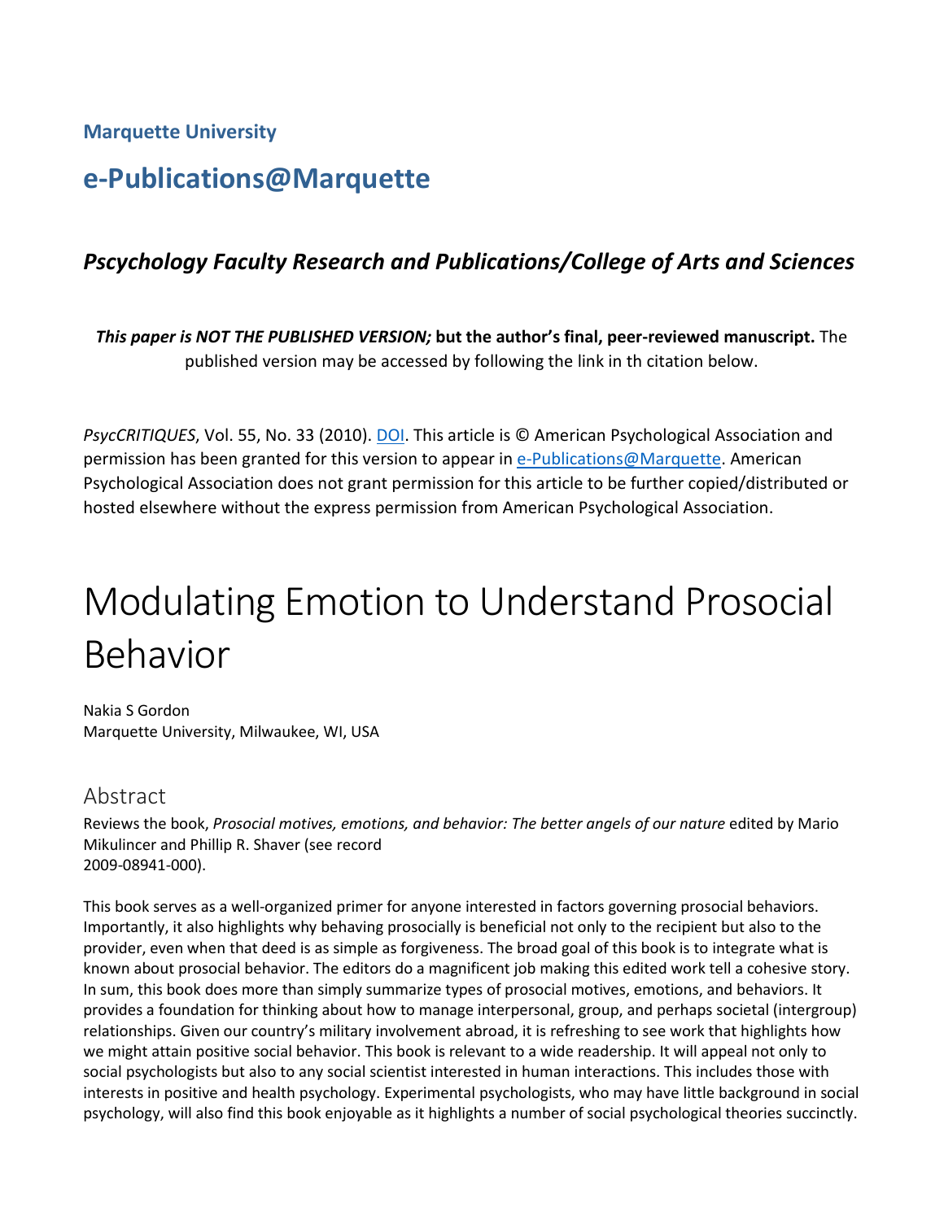**Marquette University**

## e-Publications@Marquette

### *Pscychology Faculty Research and Publications/College of Arts and Sciences*

***This paper is NOT THE PUBLISHED VERSION;* but the author's final, peer-reviewed manuscript.** The published version may be accessed by following the link in th citation below.

*PsycCRITIQUES*, Vol. 55, No. 33 (2010). DOI. This article is © American Psychological Association and permission has been granted for this version to appear in e-Publications@Marquette. American Psychological Association does not grant permission for this article to be further copied/distributed or hosted elsewhere without the express permission from American Psychological Association.

# Modulating Emotion to Understand Prosocial Behavior

Nakia S Gordon
Marquette University, Milwaukee, WI, USA

## Abstract

Reviews the book, *Prosocial motives, emotions, and behavior: The better angels of our nature* edited by Mario Mikulincer and Phillip R. Shaver (see record 2009-08941-000).

This book serves as a well-organized primer for anyone interested in factors governing prosocial behaviors. Importantly, it also highlights why behaving prosocially is beneficial not only to the recipient but also to the provider, even when that deed is as simple as forgiveness. The broad goal of this book is to integrate what is known about prosocial behavior. The editors do a magnificent job making this edited work tell a cohesive story. In sum, this book does more than simply summarize types of prosocial motives, emotions, and behaviors. It provides a foundation for thinking about how to manage interpersonal, group, and perhaps societal (intergroup) relationships. Given our country's military involvement abroad, it is refreshing to see work that highlights how we might attain positive social behavior. This book is relevant to a wide readership. It will appeal not only to social psychologists but also to any social scientist interested in human interactions. This includes those with interests in positive and health psychology. Experimental psychologists, who may have little background in social psychology, will also find this book enjoyable as it highlights a number of social psychological theories succinctly.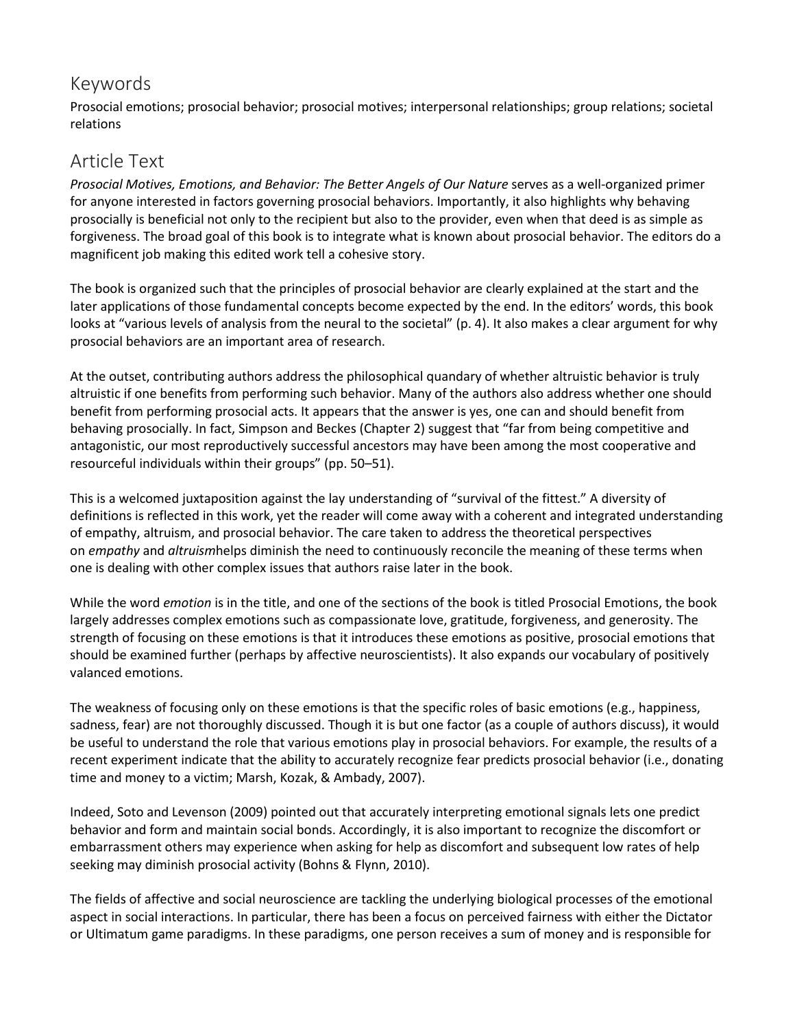## Keywords

Prosocial emotions; prosocial behavior; prosocial motives; interpersonal relationships; group relations; societal relations

## Article Text

*Prosocial Motives, Emotions, and Behavior: The Better Angels of Our Nature* serves as a well-organized primer for anyone interested in factors governing prosocial behaviors. Importantly, it also highlights why behaving prosocially is beneficial not only to the recipient but also to the provider, even when that deed is as simple as forgiveness. The broad goal of this book is to integrate what is known about prosocial behavior. The editors do a magnificent job making this edited work tell a cohesive story.

The book is organized such that the principles of prosocial behavior are clearly explained at the start and the later applications of those fundamental concepts become expected by the end. In the editors' words, this book looks at "various levels of analysis from the neural to the societal" (p. 4). It also makes a clear argument for why prosocial behaviors are an important area of research.

At the outset, contributing authors address the philosophical quandary of whether altruistic behavior is truly altruistic if one benefits from performing such behavior. Many of the authors also address whether one should benefit from performing prosocial acts. It appears that the answer is yes, one can and should benefit from behaving prosocially. In fact, Simpson and Beckes (Chapter 2) suggest that "far from being competitive and antagonistic, our most reproductively successful ancestors may have been among the most cooperative and resourceful individuals within their groups" (pp. 50–51).

This is a welcomed juxtaposition against the lay understanding of "survival of the fittest." A diversity of definitions is reflected in this work, yet the reader will come away with a coherent and integrated understanding of empathy, altruism, and prosocial behavior. The care taken to address the theoretical perspectives on *empathy* and *altruism*helps diminish the need to continuously reconcile the meaning of these terms when one is dealing with other complex issues that authors raise later in the book.

While the word *emotion* is in the title, and one of the sections of the book is titled Prosocial Emotions, the book largely addresses complex emotions such as compassionate love, gratitude, forgiveness, and generosity. The strength of focusing on these emotions is that it introduces these emotions as positive, prosocial emotions that should be examined further (perhaps by affective neuroscientists). It also expands our vocabulary of positively valanced emotions.

The weakness of focusing only on these emotions is that the specific roles of basic emotions (e.g., happiness, sadness, fear) are not thoroughly discussed. Though it is but one factor (as a couple of authors discuss), it would be useful to understand the role that various emotions play in prosocial behaviors. For example, the results of a recent experiment indicate that the ability to accurately recognize fear predicts prosocial behavior (i.e., donating time and money to a victim; Marsh, Kozak, & Ambady, 2007).

Indeed, Soto and Levenson (2009) pointed out that accurately interpreting emotional signals lets one predict behavior and form and maintain social bonds. Accordingly, it is also important to recognize the discomfort or embarrassment others may experience when asking for help as discomfort and subsequent low rates of help seeking may diminish prosocial activity (Bohns & Flynn, 2010).

The fields of affective and social neuroscience are tackling the underlying biological processes of the emotional aspect in social interactions. In particular, there has been a focus on perceived fairness with either the Dictator or Ultimatum game paradigms. In these paradigms, one person receives a sum of money and is responsible for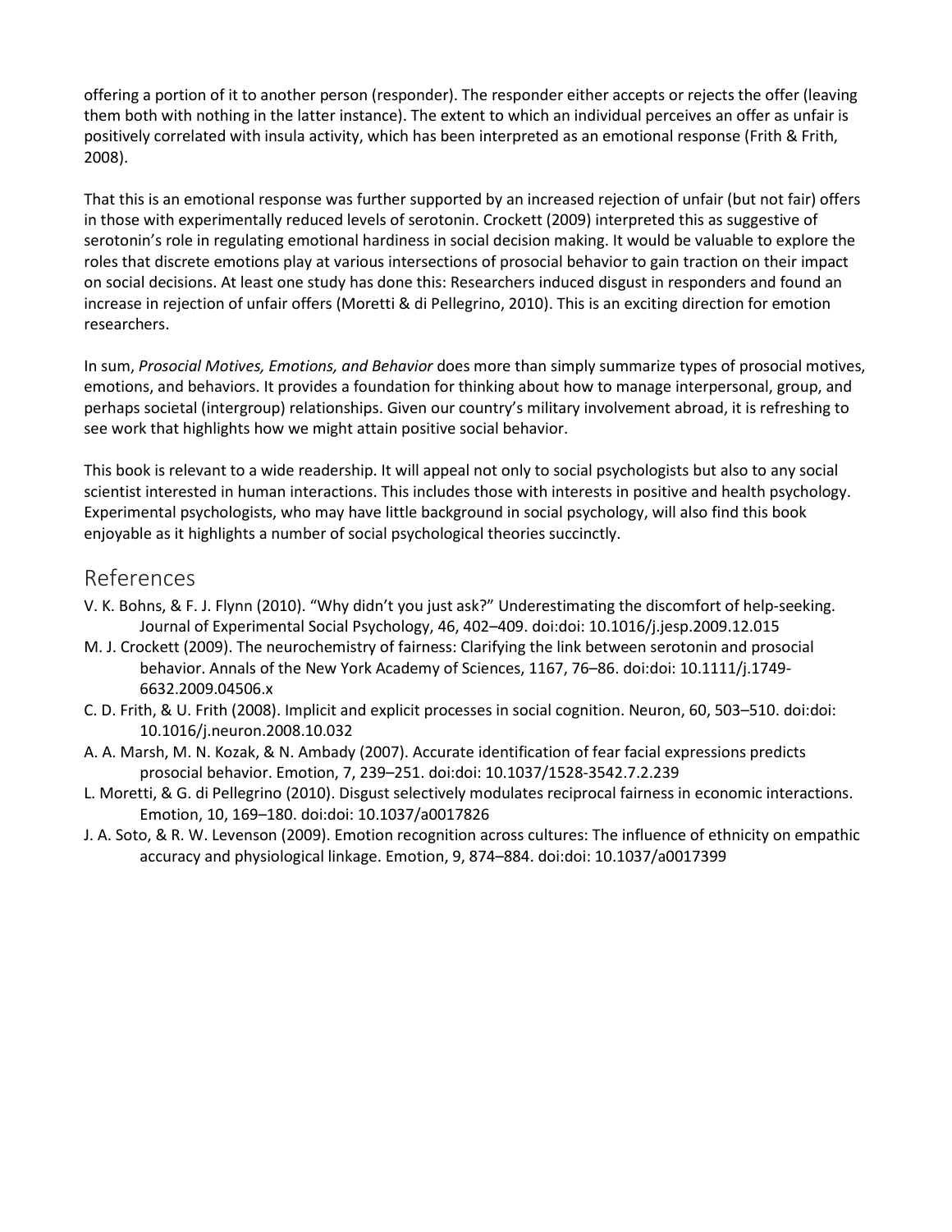offering a portion of it to another person (responder). The responder either accepts or rejects the offer (leaving them both with nothing in the latter instance). The extent to which an individual perceives an offer as unfair is positively correlated with insula activity, which has been interpreted as an emotional response (Frith & Frith, 2008).

That this is an emotional response was further supported by an increased rejection of unfair (but not fair) offers in those with experimentally reduced levels of serotonin. Crockett (2009) interpreted this as suggestive of serotonin's role in regulating emotional hardiness in social decision making. It would be valuable to explore the roles that discrete emotions play at various intersections of prosocial behavior to gain traction on their impact on social decisions. At least one study has done this: Researchers induced disgust in responders and found an increase in rejection of unfair offers (Moretti & di Pellegrino, 2010). This is an exciting direction for emotion researchers.

In sum, *Prosocial Motives, Emotions, and Behavior* does more than simply summarize types of prosocial motives, emotions, and behaviors. It provides a foundation for thinking about how to manage interpersonal, group, and perhaps societal (intergroup) relationships. Given our country's military involvement abroad, it is refreshing to see work that highlights how we might attain positive social behavior.

This book is relevant to a wide readership. It will appeal not only to social psychologists but also to any social scientist interested in human interactions. This includes those with interests in positive and health psychology. Experimental psychologists, who may have little background in social psychology, will also find this book enjoyable as it highlights a number of social psychological theories succinctly.

## References

V. K. Bohns, & F. J. Flynn (2010). "Why didn't you just ask?" Underestimating the discomfort of help-seeking. Journal of Experimental Social Psychology, 46, 402–409. doi:doi: 10.1016/j.jesp.2009.12.015

M. J. Crockett (2009). The neurochemistry of fairness: Clarifying the link between serotonin and prosocial behavior. Annals of the New York Academy of Sciences, 1167, 76–86. doi:doi: 10.1111/j.1749-6632.2009.04506.x

C. D. Frith, & U. Frith (2008). Implicit and explicit processes in social cognition. Neuron, 60, 503–510. doi:doi: 10.1016/j.neuron.2008.10.032

A. A. Marsh, M. N. Kozak, & N. Ambady (2007). Accurate identification of fear facial expressions predicts prosocial behavior. Emotion, 7, 239–251. doi:doi: 10.1037/1528-3542.7.2.239

L. Moretti, & G. di Pellegrino (2010). Disgust selectively modulates reciprocal fairness in economic interactions. Emotion, 10, 169–180. doi:doi: 10.1037/a0017826

J. A. Soto, & R. W. Levenson (2009). Emotion recognition across cultures: The influence of ethnicity on empathic accuracy and physiological linkage. Emotion, 9, 874–884. doi:doi: 10.1037/a0017399